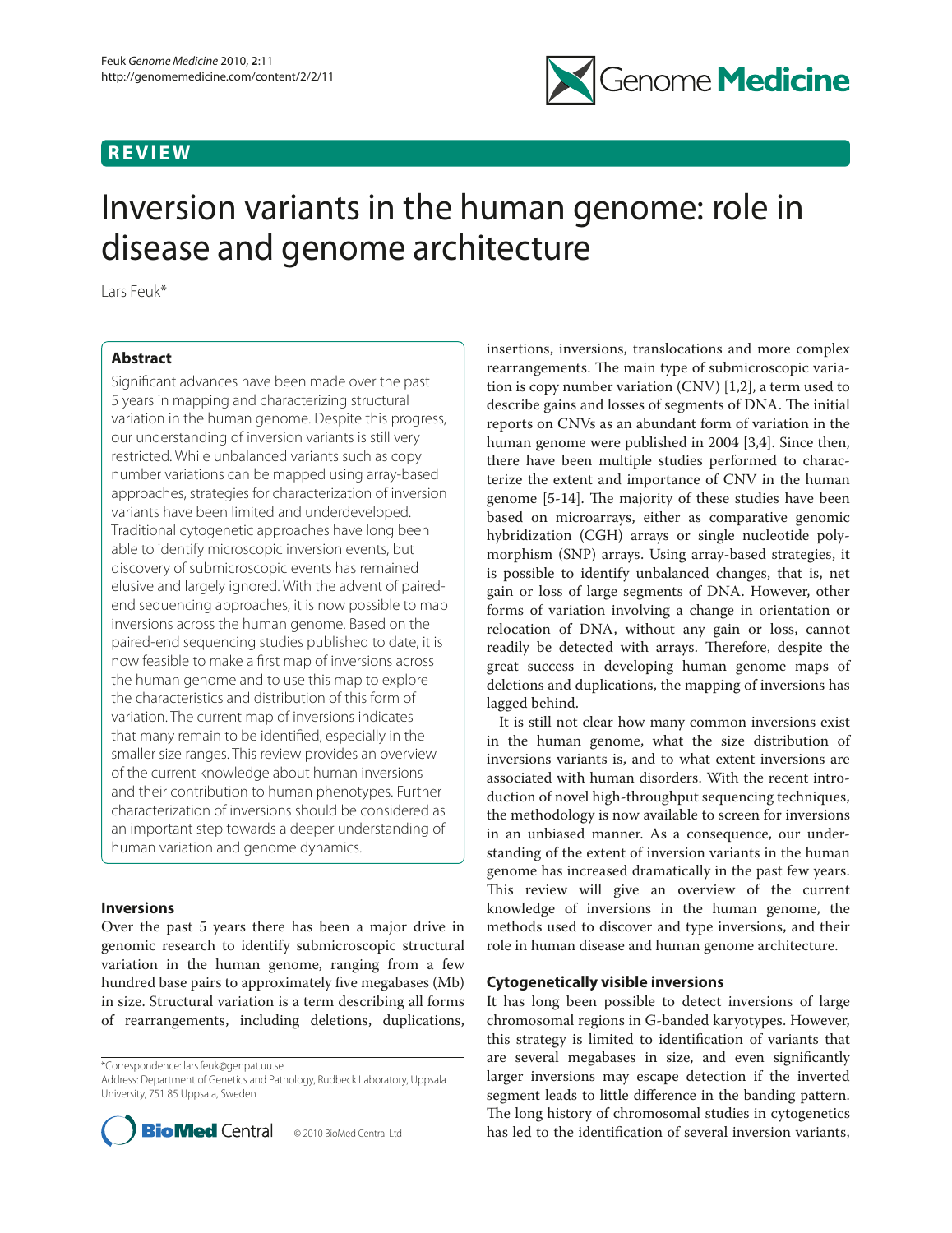# Inversion variants in the human genome: role in disease and genome architecture

Lars Feuk*

## Abstract

Significant advances have been made over the past 5 years in mapping and characterizing structural variation in the human genome. Despite this progress, our understanding of inversion variants is still very restricted. While unbalanced variants such as copy number variations can be mapped using array-based approaches, strategies for characterization of inversion variants have been limited and underdeveloped. Traditional cytogenetic approaches have long been able to identify microscopic inversion events, but discovery of submicroscopic events has remained elusive and largely ignored. With the advent of paired-end sequencing approaches, it is now possible to map inversions across the human genome. Based on the paired-end sequencing studies published to date, it is now feasible to make a first map of inversions across the human genome and to use this map to explore the characteristics and distribution of this form of variation. The current map of inversions indicates that many remain to be identified, especially in the smaller size ranges. This review provides an overview of the current knowledge about human inversions and their contribution to human phenotypes. Further characterization of inversions should be considered as an important step towards a deeper understanding of human variation and genome dynamics.

## Inversions

Over the past 5 years there has been a major drive in genomic research to identify submicroscopic structural variation in the human genome, ranging from a few hundred base pairs to approximately five megabases (Mb) in size. Structural variation is a term describing all forms of rearrangements, including deletions, duplications, insertions, inversions, translocations and more complex rearrangements. The main type of submicroscopic variation is copy number variation (CNV) [1,2], a term used to describe gains and losses of segments of DNA. The initial reports on CNVs as an abundant form of variation in the human genome were published in 2004 [3,4]. Since then, there have been multiple studies performed to characterize the extent and importance of CNV in the human genome [5-14]. The majority of these studies have been based on microarrays, either as comparative genomic hybridization (CGH) arrays or single nucleotide polymorphism (SNP) arrays. Using array-based strategies, it is possible to identify unbalanced changes, that is, net gain or loss of large segments of DNA. However, other forms of variation involving a change in orientation or relocation of DNA, without any gain or loss, cannot readily be detected with arrays. Therefore, despite the great success in developing human genome maps of deletions and duplications, the mapping of inversions has lagged behind.

It is still not clear how many common inversions exist in the human genome, what the size distribution of inversions variants is, and to what extent inversions are associated with human disorders. With the recent introduction of novel high-throughput sequencing techniques, the methodology is now available to screen for inversions in an unbiased manner. As a consequence, our understanding of the extent of inversion variants in the human genome has increased dramatically in the past few years. This review will give an overview of the current knowledge of inversions in the human genome, the methods used to discover and type inversions, and their role in human disease and human genome architecture.

## Cytogenetically visible inversions

It has long been possible to detect inversions of large chromosomal regions in G-banded karyotypes. However, this strategy is limited to identification of variants that are several megabases in size, and even significantly larger inversions may escape detection if the inverted segment leads to little difference in the banding pattern. The long history of chromosomal studies in cytogenetics has led to the identification of several inversion variants,

*Correspondence: lars.feuk@genpat.uu.se
Address: Department of Genetics and Pathology, Rudbeck Laboratory, Uppsala University, 751 85 Uppsala, Sweden

© 2010 BioMed Central Ltd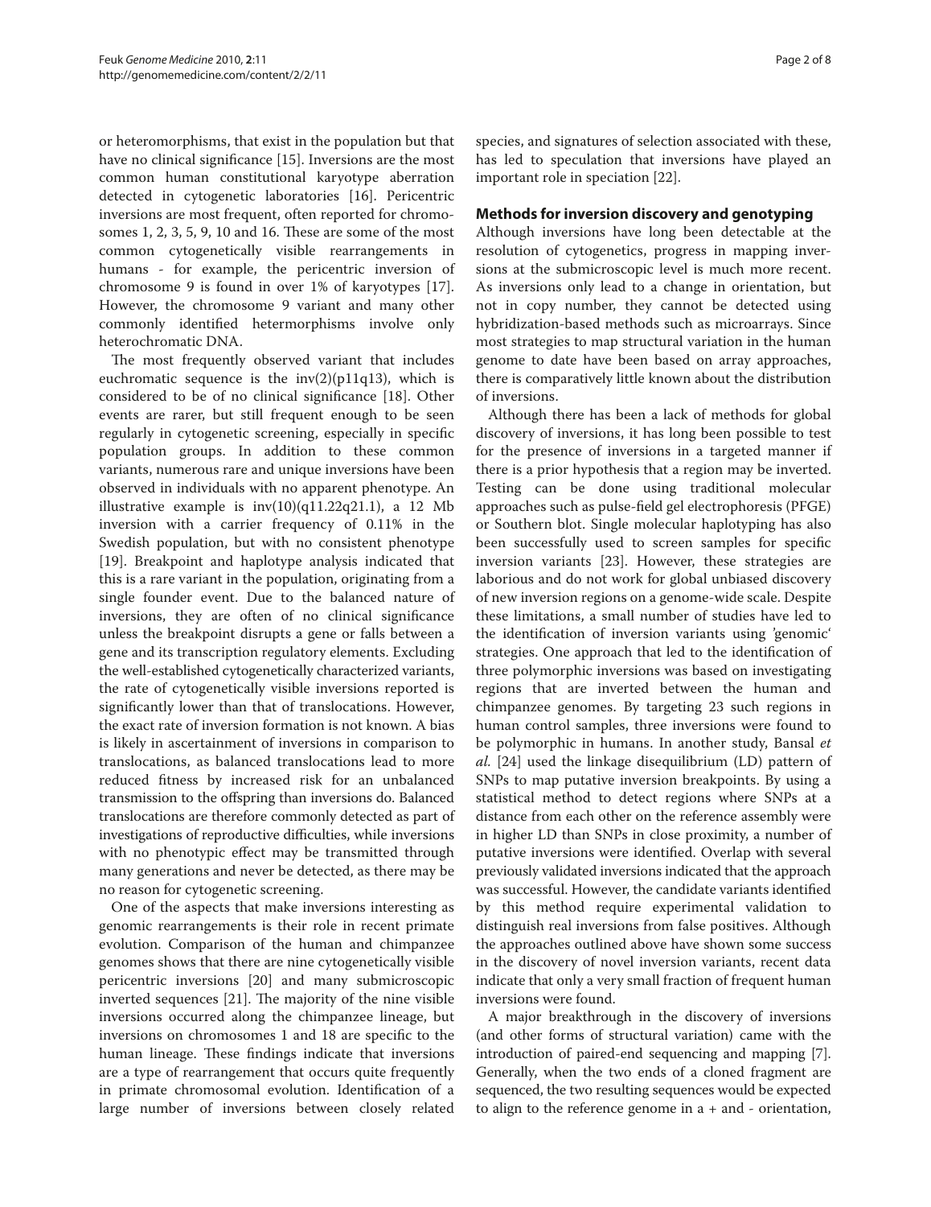or heteromorphisms, that exist in the population but that have no clinical significance [15]. Inversions are the most common human constitutional karyotype aberration detected in cytogenetic laboratories [16]. Pericentric inversions are most frequent, often reported for chromosomes 1, 2, 3, 5, 9, 10 and 16. These are some of the most common cytogenetically visible rearrangements in humans - for example, the pericentric inversion of chromosome 9 is found in over 1% of karyotypes [17]. However, the chromosome 9 variant and many other commonly identified hetermorphisms involve only heterochromatic DNA.

The most frequently observed variant that includes euchromatic sequence is the inv(2)(p11q13), which is considered to be of no clinical significance [18]. Other events are rarer, but still frequent enough to be seen regularly in cytogenetic screening, especially in specific population groups. In addition to these common variants, numerous rare and unique inversions have been observed in individuals with no apparent phenotype. An illustrative example is inv(10)(q11.22q21.1), a 12 Mb inversion with a carrier frequency of 0.11% in the Swedish population, but with no consistent phenotype [19]. Breakpoint and haplotype analysis indicated that this is a rare variant in the population, originating from a single founder event. Due to the balanced nature of inversions, they are often of no clinical significance unless the breakpoint disrupts a gene or falls between a gene and its transcription regulatory elements. Excluding the well-established cytogenetically characterized variants, the rate of cytogenetically visible inversions reported is significantly lower than that of translocations. However, the exact rate of inversion formation is not known. A bias is likely in ascertainment of inversions in comparison to translocations, as balanced translocations lead to more reduced fitness by increased risk for an unbalanced transmission to the offspring than inversions do. Balanced translocations are therefore commonly detected as part of investigations of reproductive difficulties, while inversions with no phenotypic effect may be transmitted through many generations and never be detected, as there may be no reason for cytogenetic screening.

One of the aspects that make inversions interesting as genomic rearrangements is their role in recent primate evolution. Comparison of the human and chimpanzee genomes shows that there are nine cytogenetically visible pericentric inversions [20] and many submicroscopic inverted sequences [21]. The majority of the nine visible inversions occurred along the chimpanzee lineage, but inversions on chromosomes 1 and 18 are specific to the human lineage. These findings indicate that inversions are a type of rearrangement that occurs quite frequently in primate chromosomal evolution. Identification of a large number of inversions between closely related species, and signatures of selection associated with these, has led to speculation that inversions have played an important role in speciation [22].

## Methods for inversion discovery and genotyping

Although inversions have long been detectable at the resolution of cytogenetics, progress in mapping inversions at the submicroscopic level is much more recent. As inversions only lead to a change in orientation, but not in copy number, they cannot be detected using hybridization-based methods such as microarrays. Since most strategies to map structural variation in the human genome to date have been based on array approaches, there is comparatively little known about the distribution of inversions.

Although there has been a lack of methods for global discovery of inversions, it has long been possible to test for the presence of inversions in a targeted manner if there is a prior hypothesis that a region may be inverted. Testing can be done using traditional molecular approaches such as pulse-field gel electrophoresis (PFGE) or Southern blot. Single molecular haplotyping has also been successfully used to screen samples for specific inversion variants [23]. However, these strategies are laborious and do not work for global unbiased discovery of new inversion regions on a genome-wide scale. Despite these limitations, a small number of studies have led to the identification of inversion variants using 'genomic' strategies. One approach that led to the identification of three polymorphic inversions was based on investigating regions that are inverted between the human and chimpanzee genomes. By targeting 23 such regions in human control samples, three inversions were found to be polymorphic in humans. In another study, Bansal *et al.* [24] used the linkage disequilibrium (LD) pattern of SNPs to map putative inversion breakpoints. By using a statistical method to detect regions where SNPs at a distance from each other on the reference assembly were in higher LD than SNPs in close proximity, a number of putative inversions were identified. Overlap with several previously validated inversions indicated that the approach was successful. However, the candidate variants identified by this method require experimental validation to distinguish real inversions from false positives. Although the approaches outlined above have shown some success in the discovery of novel inversion variants, recent data indicate that only a very small fraction of frequent human inversions were found.

A major breakthrough in the discovery of inversions (and other forms of structural variation) came with the introduction of paired-end sequencing and mapping [7]. Generally, when the two ends of a cloned fragment are sequenced, the two resulting sequences would be expected to align to the reference genome in a + and - orientation,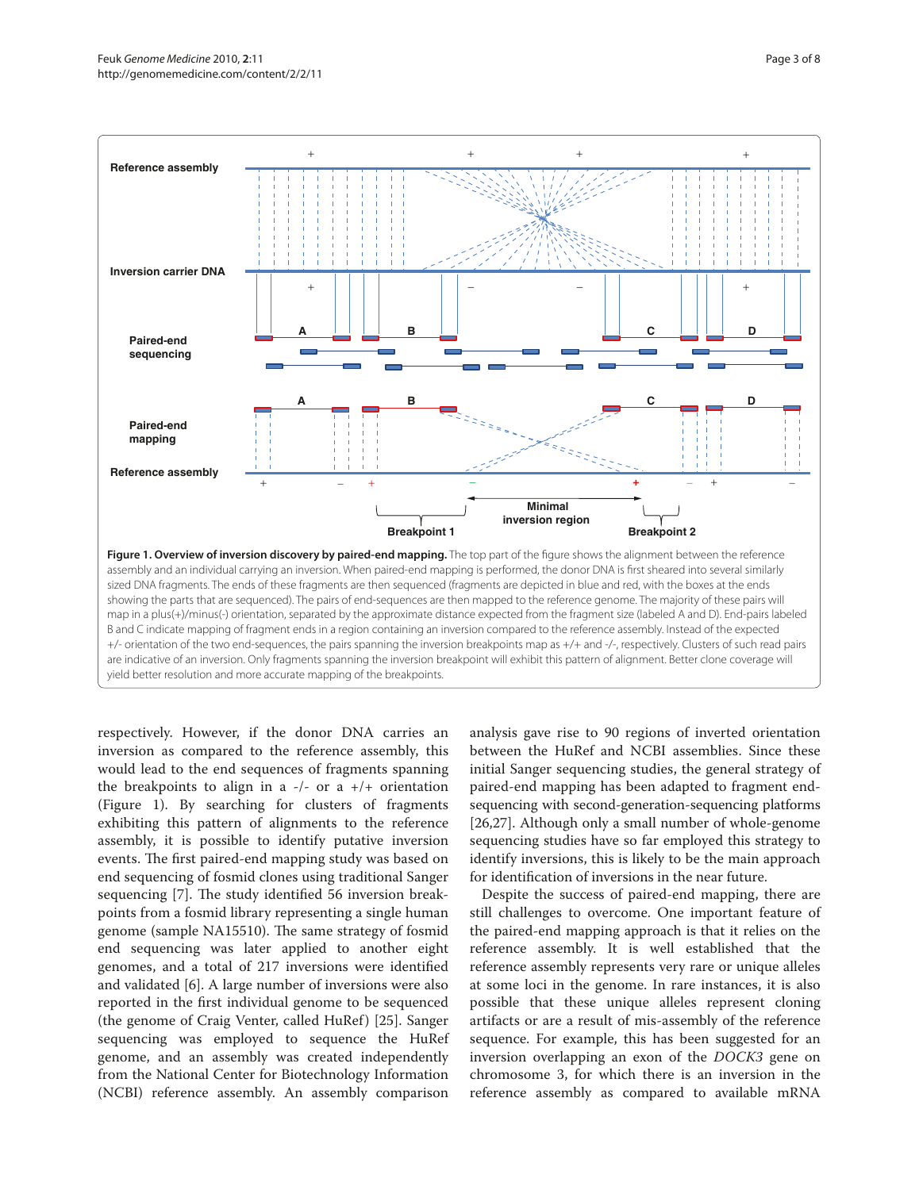**Figure 1. Overview of inversion discovery by paired-end mapping.** The top part of the figure shows the alignment between the reference assembly and an individual carrying an inversion. When paired-end mapping is performed, the donor DNA is first sheared into several similarly sized DNA fragments. The ends of these fragments are then sequenced (fragments are depicted in blue and red, with the boxes at the ends showing the parts that are sequenced). The pairs of end-sequences are then mapped to the reference genome. The majority of these pairs will map in a plus(+)/minus(-) orientation, separated by the approximate distance expected from the fragment size (labeled A and D). End-pairs labeled B and C indicate mapping of fragment ends in a region containing an inversion compared to the reference assembly. Instead of the expected +/- orientation of the two end-sequences, the pairs spanning the inversion breakpoints map as +/+ and -/-, respectively. Clusters of such read pairs are indicative of an inversion. Only fragments spanning the inversion breakpoint will exhibit this pattern of alignment. Better clone coverage will yield better resolution and more accurate mapping of the breakpoints.

respectively. However, if the donor DNA carries an inversion as compared to the reference assembly, this would lead to the end sequences of fragments spanning the breakpoints to align in a -/- or a +/+ orientation (Figure 1). By searching for clusters of fragments exhibiting this pattern of alignments to the reference assembly, it is possible to identify putative inversion events. The first paired-end mapping study was based on end sequencing of fosmid clones using traditional Sanger sequencing [7]. The study identified 56 inversion breakpoints from a fosmid library representing a single human genome (sample NA15510). The same strategy of fosmid end sequencing was later applied to another eight genomes, and a total of 217 inversions were identified and validated [6]. A large number of inversions were also reported in the first individual genome to be sequenced (the genome of Craig Venter, called HuRef) [25]. Sanger sequencing was employed to sequence the HuRef genome, and an assembly was created independently from the National Center for Biotechnology Information (NCBI) reference assembly. An assembly comparison analysis gave rise to 90 regions of inverted orientation between the HuRef and NCBI assemblies. Since these initial Sanger sequencing studies, the general strategy of paired-end mapping has been adapted to fragment end-sequencing with second-generation-sequencing platforms [26,27]. Although only a small number of whole-genome sequencing studies have so far employed this strategy to identify inversions, this is likely to be the main approach for identification of inversions in the near future.

Despite the success of paired-end mapping, there are still challenges to overcome. One important feature of the paired-end mapping approach is that it relies on the reference assembly. It is well established that the reference assembly represents very rare or unique alleles at some loci in the genome. In rare instances, it is also possible that these unique alleles represent cloning artifacts or are a result of mis-assembly of the reference sequence. For example, this has been suggested for an inversion overlapping an exon of the *DOCK3* gene on chromosome 3, for which there is an inversion in the reference assembly as compared to available mRNA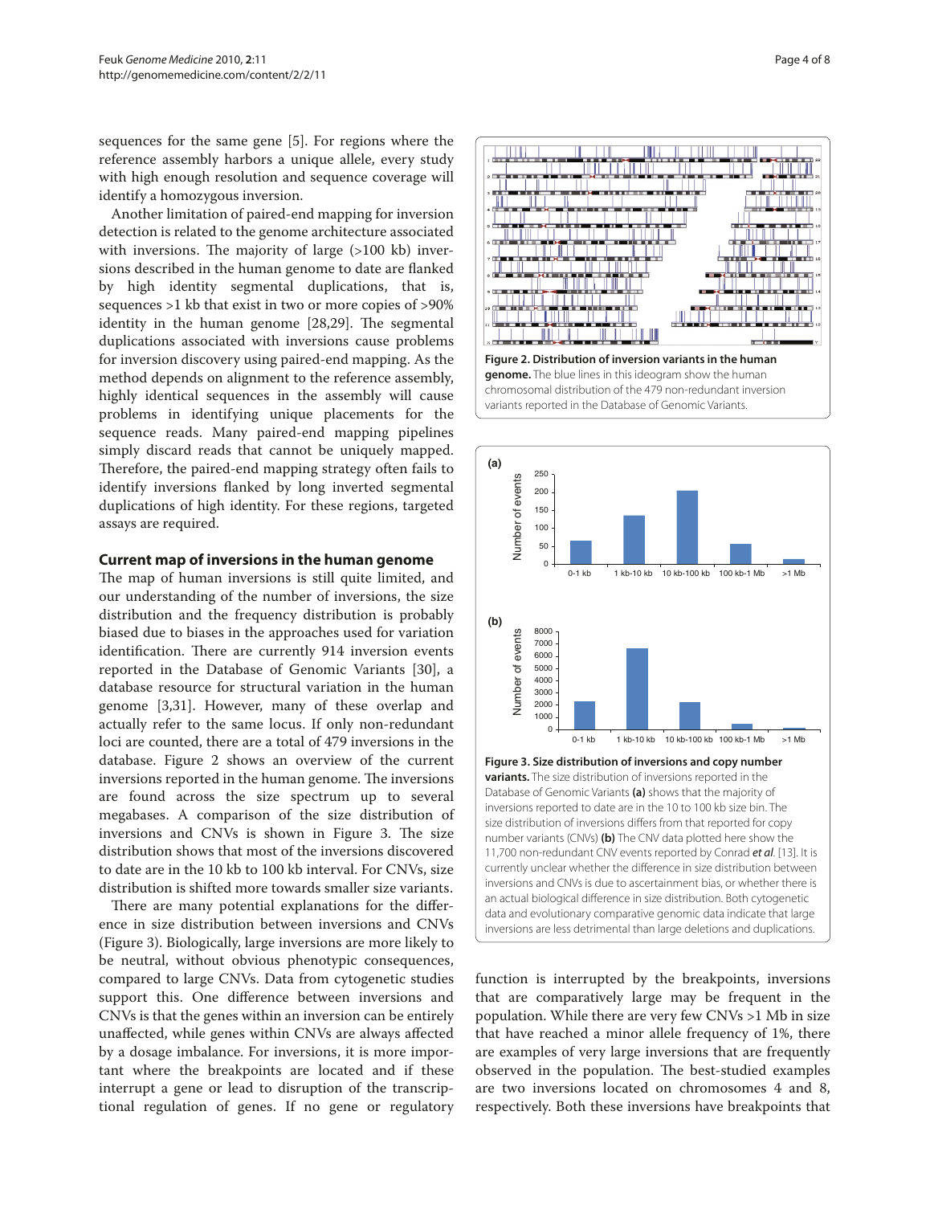sequences for the same gene [5]. For regions where the reference assembly harbors a unique allele, every study with high enough resolution and sequence coverage will identify a homozygous inversion.

Another limitation of paired-end mapping for inversion detection is related to the genome architecture associated with inversions. The majority of large (>100 kb) inversions described in the human genome to date are flanked by high identity segmental duplications, that is, sequences >1 kb that exist in two or more copies of >90% identity in the human genome [28,29]. The segmental duplications associated with inversions cause problems for inversion discovery using paired-end mapping. As the method depends on alignment to the reference assembly, highly identical sequences in the assembly will cause problems in identifying unique placements for the sequence reads. Many paired-end mapping pipelines simply discard reads that cannot be uniquely mapped. Therefore, the paired-end mapping strategy often fails to identify inversions flanked by long inverted segmental duplications of high identity. For these regions, targeted assays are required.

### Current map of inversions in the human genome

The map of human inversions is still quite limited, and our understanding of the number of inversions, the size distribution and the frequency distribution is probably biased due to biases in the approaches used for variation identification. There are currently 914 inversion events reported in the Database of Genomic Variants [30], a database resource for structural variation in the human genome [3,31]. However, many of these overlap and actually refer to the same locus. If only non-redundant loci are counted, there are a total of 479 inversions in the database. Figure 2 shows an overview of the current inversions reported in the human genome. The inversions are found across the size spectrum up to several megabases. A comparison of the size distribution of inversions and CNVs is shown in Figure 3. The size distribution shows that most of the inversions discovered to date are in the 10 kb to 100 kb interval. For CNVs, size distribution is shifted more towards smaller size variants.

**Figure 2. Distribution of inversion variants in the human genome.** The blue lines in this ideogram show the human chromosomal distribution of the 479 non-redundant inversion variants reported in the Database of Genomic Variants.

**Figure 3. Size distribution of inversions and copy number variants.** The size distribution of inversions reported in the Database of Genomic Variants **(a)** shows that the majority of inversions reported to date are in the 10 to 100 kb size bin. The size distribution of inversions differs from that reported for copy number variants (CNVs) **(b)** The CNV data plotted here show the 11,700 non-redundant CNV events reported by Conrad *et al.* [13]. It is currently unclear whether the difference in size distribution between inversions and CNVs is due to ascertainment bias, or whether there is an actual biological difference in size distribution. Both cytogenetic data and evolutionary comparative genomic data indicate that large inversions are less detrimental than large deletions and duplications.

There are many potential explanations for the difference in size distribution between inversions and CNVs (Figure 3). Biologically, large inversions are more likely to be neutral, without obvious phenotypic consequences, compared to large CNVs. Data from cytogenetic studies support this. One difference between inversions and CNVs is that the genes within an inversion can be entirely unaffected, while genes within CNVs are always affected by a dosage imbalance. For inversions, it is more important where the breakpoints are located and if these interrupt a gene or lead to disruption of the transcriptional regulation of genes. If no gene or regulatory function is interrupted by the breakpoints, inversions that are comparatively large may be frequent in the population. While there are very few CNVs >1 Mb in size that have reached a minor allele frequency of 1%, there are examples of very large inversions that are frequently observed in the population. The best-studied examples are two inversions located on chromosomes 4 and 8, respectively. Both these inversions have breakpoints that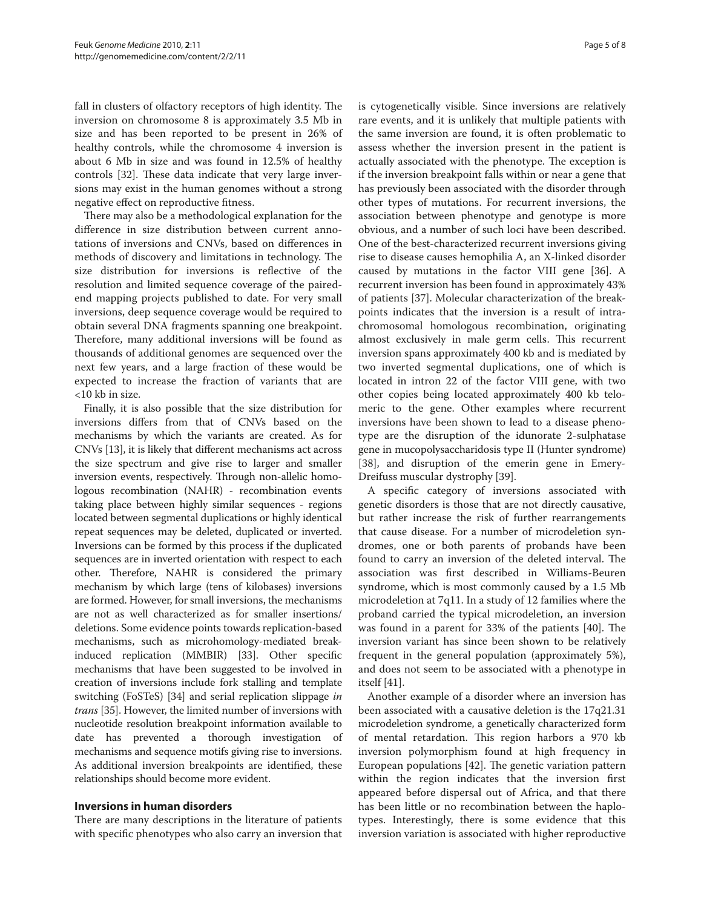fall in clusters of olfactory receptors of high identity. The inversion on chromosome 8 is approximately 3.5 Mb in size and has been reported to be present in 26% of healthy controls, while the chromosome 4 inversion is about 6 Mb in size and was found in 12.5% of healthy controls [32]. These data indicate that very large inversions may exist in the human genomes without a strong negative effect on reproductive fitness.

There may also be a methodological explanation for the difference in size distribution between current annotations of inversions and CNVs, based on differences in methods of discovery and limitations in technology. The size distribution for inversions is reflective of the resolution and limited sequence coverage of the paired-end mapping projects published to date. For very small inversions, deep sequence coverage would be required to obtain several DNA fragments spanning one breakpoint. Therefore, many additional inversions will be found as thousands of additional genomes are sequenced over the next few years, and a large fraction of these would be expected to increase the fraction of variants that are <10 kb in size.

Finally, it is also possible that the size distribution for inversions differs from that of CNVs based on the mechanisms by which the variants are created. As for CNVs [13], it is likely that different mechanisms act across the size spectrum and give rise to larger and smaller inversion events, respectively. Through non-allelic homologous recombination (NAHR) - recombination events taking place between highly similar sequences - regions located between segmental duplications or highly identical repeat sequences may be deleted, duplicated or inverted. Inversions can be formed by this process if the duplicated sequences are in inverted orientation with respect to each other. Therefore, NAHR is considered the primary mechanism by which large (tens of kilobases) inversions are formed. However, for small inversions, the mechanisms are not as well characterized as for smaller insertions/deletions. Some evidence points towards replication-based mechanisms, such as microhomology-mediated break-induced replication (MMBIR) [33]. Other specific mechanisms that have been suggested to be involved in creation of inversions include fork stalling and template switching (FoSTeS) [34] and serial replication slippage *in trans* [35]. However, the limited number of inversions with nucleotide resolution breakpoint information available to date has prevented a thorough investigation of mechanisms and sequence motifs giving rise to inversions. As additional inversion breakpoints are identified, these relationships should become more evident.

## Inversions in human disorders

There are many descriptions in the literature of patients with specific phenotypes who also carry an inversion that is cytogenetically visible. Since inversions are relatively rare events, and it is unlikely that multiple patients with the same inversion are found, it is often problematic to assess whether the inversion present in the patient is actually associated with the phenotype. The exception is if the inversion breakpoint falls within or near a gene that has previously been associated with the disorder through other types of mutations. For recurrent inversions, the association between phenotype and genotype is more obvious, and a number of such loci have been described. One of the best-characterized recurrent inversions giving rise to disease causes hemophilia A, an X-linked disorder caused by mutations in the factor VIII gene [36]. A recurrent inversion has been found in approximately 43% of patients [37]. Molecular characterization of the breakpoints indicates that the inversion is a result of intrachromosomal homologous recombination, originating almost exclusively in male germ cells. This recurrent inversion spans approximately 400 kb and is mediated by two inverted segmental duplications, one of which is located in intron 22 of the factor VIII gene, with two other copies being located approximately 400 kb telomeric to the gene. Other examples where recurrent inversions have been shown to lead to a disease phenotype are the disruption of the idunorate 2-sulphatase gene in mucopolysaccharidosis type II (Hunter syndrome) [38], and disruption of the emerin gene in Emery-Dreifuss muscular dystrophy [39].

A specific category of inversions associated with genetic disorders is those that are not directly causative, but rather increase the risk of further rearrangements that cause disease. For a number of microdeletion syndromes, one or both parents of probands have been found to carry an inversion of the deleted interval. The association was first described in Williams-Beuren syndrome, which is most commonly caused by a 1.5 Mb microdeletion at 7q11. In a study of 12 families where the proband carried the typical microdeletion, an inversion was found in a parent for 33% of the patients [40]. The inversion variant has since been shown to be relatively frequent in the general population (approximately 5%), and does not seem to be associated with a phenotype in itself [41].

Another example of a disorder where an inversion has been associated with a causative deletion is the 17q21.31 microdeletion syndrome, a genetically characterized form of mental retardation. This region harbors a 970 kb inversion polymorphism found at high frequency in European populations [42]. The genetic variation pattern within the region indicates that the inversion first appeared before dispersal out of Africa, and that there has been little or no recombination between the haplotypes. Interestingly, there is some evidence that this inversion variation is associated with higher reproductive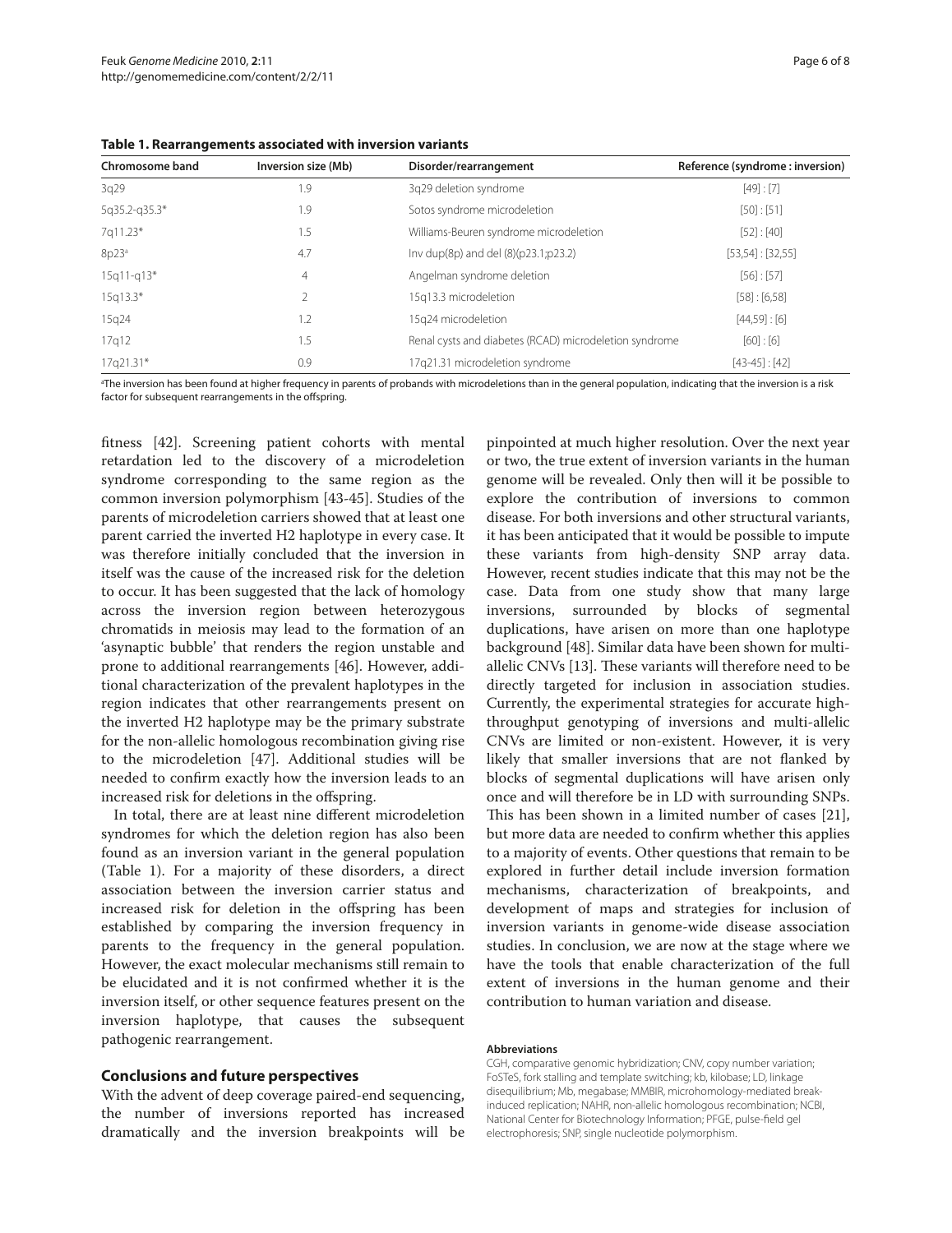**Table 1. Rearrangements associated with inversion variants**

| Chromosome band | Inversion size (Mb) | Disorder/rearrangement | Reference (syndrome : inversion) |
|---|---|---|---|
| 3q29 | 1.9 | 3q29 deletion syndrome | [49] : [7] |
| 5q35.2-q35.3* | 1.9 | Sotos syndrome microdeletion | [50] : [51] |
| 7q11.23* | 1.5 | Williams-Beuren syndrome microdeletion | [52] : [40] |
| 8p23[a] | 4.7 | Inv dup(8p) and del (8)(p23.1;p23.2) | [53,54] : [32,55] |
| 15q11-q13* | 4 | Angelman syndrome deletion | [56] : [57] |
| 15q13.3* | 2 | 15q13.3 microdeletion | [58] : [6,58] |
| 15q24 | 1.2 | 15q24 microdeletion | [44,59] : [6] |
| 17q12 | 1.5 | Renal cysts and diabetes (RCAD) microdeletion syndrome | [60] : [6] |
| 17q21.31* | 0.9 | 17q21.31 microdeletion syndrome | [43-45] : [42] |

[a]The inversion has been found at higher frequency in parents of probands with microdeletions than in the general population, indicating that the inversion is a risk factor for subsequent rearrangements in the offspring.

fitness [42]. Screening patient cohorts with mental retardation led to the discovery of a microdeletion syndrome corresponding to the same region as the common inversion polymorphism [43-45]. Studies of the parents of microdeletion carriers showed that at least one parent carried the inverted H2 haplotype in every case. It was therefore initially concluded that the inversion in itself was the cause of the increased risk for the deletion to occur. It has been suggested that the lack of homology across the inversion region between heterozygous chromatids in meiosis may lead to the formation of an 'asynaptic bubble' that renders the region unstable and prone to additional rearrangements [46]. However, additional characterization of the prevalent haplotypes in the region indicates that other rearrangements present on the inverted H2 haplotype may be the primary substrate for the non-allelic homologous recombination giving rise to the microdeletion [47]. Additional studies will be needed to confirm exactly how the inversion leads to an increased risk for deletions in the offspring.

In total, there are at least nine different microdeletion syndromes for which the deletion region has also been found as an inversion variant in the general population (Table 1). For a majority of these disorders, a direct association between the inversion carrier status and increased risk for deletion in the offspring has been established by comparing the inversion frequency in parents to the frequency in the general population. However, the exact molecular mechanisms still remain to be elucidated and it is not confirmed whether it is the inversion itself, or other sequence features present on the inversion haplotype, that causes the subsequent pathogenic rearrangement.

## Conclusions and future perspectives

With the advent of deep coverage paired-end sequencing, the number of inversions reported has increased dramatically and the inversion breakpoints will be pinpointed at much higher resolution. Over the next year or two, the true extent of inversion variants in the human genome will be revealed. Only then will it be possible to explore the contribution of inversions to common disease. For both inversions and other structural variants, it has been anticipated that it would be possible to impute these variants from high-density SNP array data. However, recent studies indicate that this may not be the case. Data from one study show that many large inversions, surrounded by blocks of segmental duplications, have arisen on more than one haplotype background [48]. Similar data have been shown for multi-allelic CNVs [13]. These variants will therefore need to be directly targeted for inclusion in association studies. Currently, the experimental strategies for accurate high-throughput genotyping of inversions and multi-allelic CNVs are limited or non-existent. However, it is very likely that smaller inversions that are not flanked by blocks of segmental duplications will have arisen only once and will therefore be in LD with surrounding SNPs. This has been shown in a limited number of cases [21], but more data are needed to confirm whether this applies to a majority of events. Other questions that remain to be explored in further detail include inversion formation mechanisms, characterization of breakpoints, and development of maps and strategies for inclusion of inversion variants in genome-wide disease association studies. In conclusion, we are now at the stage where we have the tools that enable characterization of the full extent of inversions in the human genome and their contribution to human variation and disease.

#### Abbreviations

CGH, comparative genomic hybridization; CNV, copy number variation; FoSTeS, fork stalling and template switching; kb, kilobase; LD, linkage disequilibrium; Mb, megabase; MMBIR, microhomology-mediated break-induced replication; NAHR, non-allelic homologous recombination; NCBI, National Center for Biotechnology Information; PFGE, pulse-field gel electrophoresis; SNP, single nucleotide polymorphism.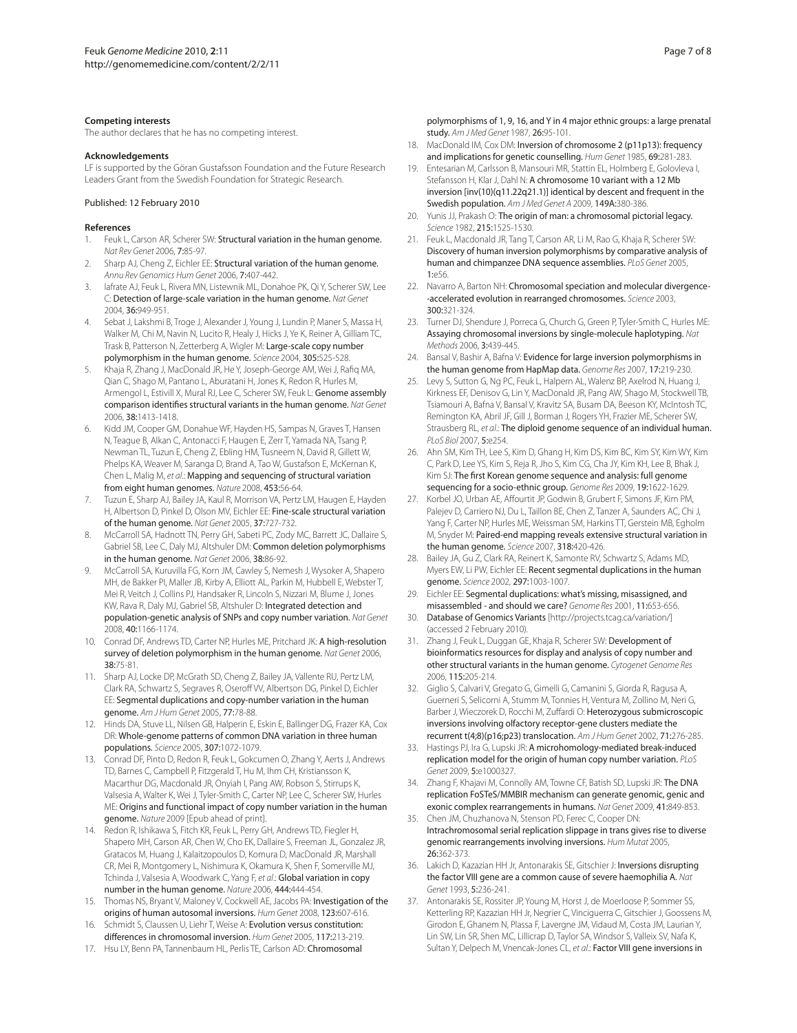#### Competing interests

The author declares that he has no competing interest.

#### Acknowledgements

LF is supported by the Göran Gustafsson Foundation and the Future Research Leaders Grant from the Swedish Foundation for Strategic Research.

Published: 12 February 2010

#### References

1. Feuk L, Carson AR, Scherer SW: **Structural variation in the human genome.** *Nat Rev Genet* 2006, **7:**85-97.
2. Sharp AJ, Cheng Z, Eichler EE: **Structural variation of the human genome.** *Annu Rev Genomics Hum Genet* 2006, **7:**407-442.
3. Iafrate AJ, Feuk L, Rivera MN, Listewnik ML, Donahoe PK, Qi Y, Scherer SW, Lee C: **Detection of large-scale variation in the human genome.** *Nat Genet* 2004, **36:**949-951.
4. Sebat J, Lakshmi B, Troge J, Alexander J, Young J, Lundin P, Maner S, Massa H, Walker M, Chi M, Navin N, Lucito R, Healy J, Hicks J, Ye K, Reiner A, Gilliam TC, Trask B, Patterson N, Zetterberg A, Wigler M: **Large-scale copy number polymorphism in the human genome.** *Science* 2004, **305:**525-528.
5. Khaja R, Zhang J, MacDonald JR, He Y, Joseph-George AM, Wei J, Rafiq MA, Qian C, Shago M, Pantano L, Aburatani H, Jones K, Redon R, Hurles M, Armengol L, Estivill X, Mural RJ, Lee C, Scherer SW, Feuk L: **Genome assembly comparison identifies structural variants in the human genome.** *Nat Genet* 2006, **38:**1413-1418.
6. Kidd JM, Cooper GM, Donahue WF, Hayden HS, Sampas N, Graves T, Hansen N, Teague B, Alkan C, Antonacci F, Haugen E, Zerr T, Yamada NA, Tsang P, Newman TL, Tuzun E, Cheng Z, Ebling HM, Tusneem N, David R, Gillett W, Phelps KA, Weaver M, Saranga D, Brand A, Tao W, Gustafson E, McKernan K, Chen L, Malig M, *et al.*: **Mapping and sequencing of structural variation from eight human genomes.** *Nature* 2008, **453:**56-64.
7. Tuzun E, Sharp AJ, Bailey JA, Kaul R, Morrison VA, Pertz LM, Haugen E, Hayden H, Albertson D, Pinkel D, Olson MV, Eichler EE: **Fine-scale structural variation of the human genome.** *Nat Genet* 2005, **37:**727-732.
8. McCarroll SA, Hadnott TN, Perry GH, Sabeti PC, Zody MC, Barrett JC, Dallaire S, Gabriel SB, Lee C, Daly MJ, Altshuler DM: **Common deletion polymorphisms in the human genome.** *Nat Genet* 2006, **38:**86-92.
9. McCarroll SA, Kuruvilla FG, Korn JM, Cawley S, Nemesh J, Wysoker A, Shapero MH, de Bakker PI, Maller JB, Kirby A, Elliott AL, Parkin M, Hubbell E, Webster T, Mei R, Veitch J, Collins PJ, Handsaker R, Lincoln S, Nizzari M, Blume J, Jones KW, Rava R, Daly MJ, Gabriel SB, Altshuler D: **Integrated detection and population-genetic analysis of SNPs and copy number variation.** *Nat Genet* 2008, **40:**1166-1174.
10. Conrad DF, Andrews TD, Carter NP, Hurles ME, Pritchard JK: **A high-resolution survey of deletion polymorphism in the human genome.** *Nat Genet* 2006, **38:**75-81.
11. Sharp AJ, Locke DP, McGrath SD, Cheng Z, Bailey JA, Vallente RU, Pertz LM, Clark RA, Schwartz S, Segraves R, Oseroff VV, Albertson DG, Pinkel D, Eichler EE: **Segmental duplications and copy-number variation in the human genome.** *Am J Hum Genet* 2005, **77:**78-88.
12. Hinds DA, Stuve LL, Nilsen GB, Halperin E, Eskin E, Ballinger DG, Frazer KA, Cox DR: **Whole-genome patterns of common DNA variation in three human populations.** *Science* 2005, **307:**1072-1079.
13. Conrad DF, Pinto D, Redon R, Feuk L, Gokcumen O, Zhang Y, Aerts J, Andrews TD, Barnes C, Campbell P, Fitzgerald T, Hu M, Ihm CH, Kristiansson K, Macarthur DG, Macdonald JR, Onyiah I, Pang AW, Robson S, Stirrups K, Valsesia A, Walter K, Wei J, Tyler-Smith C, Carter NP, Lee C, Scherer SW, Hurles ME: **Origins and functional impact of copy number variation in the human genome.** *Nature* 2009 [Epub ahead of print].
14. Redon R, Ishikawa S, Fitch KR, Feuk L, Perry GH, Andrews TD, Fiegler H, Shapero MH, Carson AR, Chen W, Cho EK, Dallaire S, Freeman JL, Gonzalez JR, Gratacos M, Huang J, Kalaitzopoulos D, Komura D, MacDonald JR, Marshall CR, Mei R, Montgomery L, Nishimura K, Okamura K, Shen F, Somerville MJ, Tchinda J, Valsesia A, Woodwark C, Yang F, *et al.*: **Global variation in copy number in the human genome.** *Nature* 2006, **444:**444-454.
15. Thomas NS, Bryant V, Maloney V, Cockwell AE, Jacobs PA: **Investigation of the origins of human autosomal inversions.** *Hum Genet* 2008, **123:**607-616.
16. Schmidt S, Claussen U, Liehr T, Weise A: **Evolution versus constitution: differences in chromosomal inversion.** *Hum Genet* 2005, **117:**213-219.
17. Hsu LY, Benn PA, Tannenbaum HL, Perlis TE, Carlson AD: **Chromosomal polymorphisms of 1, 9, 16, and Y in 4 major ethnic groups: a large prenatal study.** *Am J Med Genet* 1987, **26:**95-101.
18. MacDonald IM, Cox DM: **Inversion of chromosome 2 (p11p13): frequency and implications for genetic counselling.** *Hum Genet* 1985, **69:**281-283.
19. Entesarian M, Carlsson B, Mansouri MR, Stattin EL, Holmberg E, Golovleva I, Stefansson H, Klar J, Dahl N: **A chromosome 10 variant with a 12 Mb inversion [inv(10)(q11.22q21.1)] identical by descent and frequent in the Swedish population.** *Am J Med Genet A* 2009, **149A:**380-386.
20. Yunis JJ, Prakash O: **The origin of man: a chromosomal pictorial legacy.** *Science* 1982, **215:**1525-1530.
21. Feuk L, Macdonald JR, Tang T, Carson AR, Li M, Rao G, Khaja R, Scherer SW: **Discovery of human inversion polymorphisms by comparative analysis of human and chimpanzee DNA sequence assemblies.** *PLoS Genet* 2005, **1:**e56.
22. Navarro A, Barton NH: **Chromosomal speciation and molecular divergence--accelerated evolution in rearranged chromosomes.** *Science* 2003, **300:**321-324.
23. Turner DJ, Shendure J, Porreca G, Church G, Green P, Tyler-Smith C, Hurles ME: **Assaying chromosomal inversions by single-molecule haplotyping.** *Nat Methods* 2006, **3:**439-445.
24. Bansal V, Bashir A, Bafna V: **Evidence for large inversion polymorphisms in the human genome from HapMap data.** *Genome Res* 2007, **17:**219-230.
25. Levy S, Sutton G, Ng PC, Feuk L, Halpern AL, Walenz BP, Axelrod N, Huang J, Kirkness EF, Denisov G, Lin Y, MacDonald JR, Pang AW, Shago M, Stockwell TB, Tsiamouri A, Bafna V, Bansal V, Kravitz SA, Busam DA, Beeson KY, McIntosh TC, Remington KA, Abril JF, Gill J, Borman J, Rogers YH, Frazier ME, Scherer SW, Strausberg RL, *et al.*: **The diploid genome sequence of an individual human.** *PLoS Biol* 2007, **5:**e254.
26. Ahn SM, Kim TH, Lee S, Kim D, Ghang H, Kim DS, Kim BC, Kim SY, Kim WY, Kim C, Park D, Lee YS, Kim S, Reja R, Jho S, Kim CG, Cha JY, Kim KH, Lee B, Bhak J, Kim SJ: **The first Korean genome sequence and analysis: full genome sequencing for a socio-ethnic group.** *Genome Res* 2009, **19:**1622-1629.
27. Korbel JO, Urban AE, Affourtit JP, Godwin B, Grubert F, Simons JF, Kim PM, Palejev D, Carriero NJ, Du L, Taillon BE, Chen Z, Tanzer A, Saunders AC, Chi J, Yang F, Carter NP, Hurles ME, Weissman SM, Harkins TT, Gerstein MB, Egholm M, Snyder M: **Paired-end mapping reveals extensive structural variation in the human genome.** *Science* 2007, **318:**420-426.
28. Bailey JA, Gu Z, Clark RA, Reinert K, Samonte RV, Schwartz S, Adams MD, Myers EW, Li PW, Eichler EE: **Recent segmental duplications in the human genome.** *Science* 2002, **297:**1003-1007.
29. Eichler EE: **Segmental duplications: what's missing, misassigned, and misassembled - and should we care?** *Genome Res* 2001, **11:**653-656.
30. **Database of Genomics Variants** [http://projects.tcag.ca/variation/] (accessed 2 February 2010).
31. Zhang J, Feuk L, Duggan GE, Khaja R, Scherer SW: **Development of bioinformatics resources for display and analysis of copy number and other structural variants in the human genome.** *Cytogenet Genome Res* 2006, **115:**205-214.
32. Giglio S, Calvari V, Gregato G, Gimelli G, Camanini S, Giorda R, Ragusa A, Guerneri S, Selicorni A, Stumm M, Tonnies H, Ventura M, Zollino M, Neri G, Barber J, Wieczorek D, Rocchi M, Zuffardi O: **Heterozygous submicroscopic inversions involving olfactory receptor-gene clusters mediate the recurrent t(4;8)(p16;p23) translocation.** *Am J Hum Genet* 2002, **71:**276-285.
33. Hastings PJ, Ira G, Lupski JR: **A microhomology-mediated break-induced replication model for the origin of human copy number variation.** *PLoS Genet* 2009, **5:**e1000327.
34. Zhang F, Khajavi M, Connolly AM, Towne CF, Batish SD, Lupski JR: **The DNA replication FoSTeS/MMBIR mechanism can generate genomic, genic and exonic complex rearrangements in humans.** *Nat Genet* 2009, **41:**849-853.
35. Chen JM, Chuzhanova N, Stenson PD, Ferec C, Cooper DN: **Intrachromosomal serial replication slippage in trans gives rise to diverse genomic rearrangements involving inversions.** *Hum Mutat* 2005, **26:**362-373.
36. Lakich D, Kazazian HH Jr, Antonarakis SE, Gitschier J: **Inversions disrupting the factor VIII gene are a common cause of severe haemophilia A.** *Nat Genet* 1993, **5:**236-241.
37. Antonarakis SE, Rossiter JP, Young M, Horst J, de Moerloose P, Sommer SS, Ketterling RP, Kazazian HH Jr, Negrier C, Vinciguerra C, Gitschier J, Goossens M, Girodon E, Ghanem N, Plassa F, Lavergne JM, Vidaud M, Costa JM, Laurian Y, Lin SW, Lin SR, Shen MC, Lillicrap D, Taylor SA, Windsor S, Valleix SV, Nafa K, Sultan Y, Delpech M, Vnencak-Jones CL, *et al.*: **Factor VIII gene inversions in**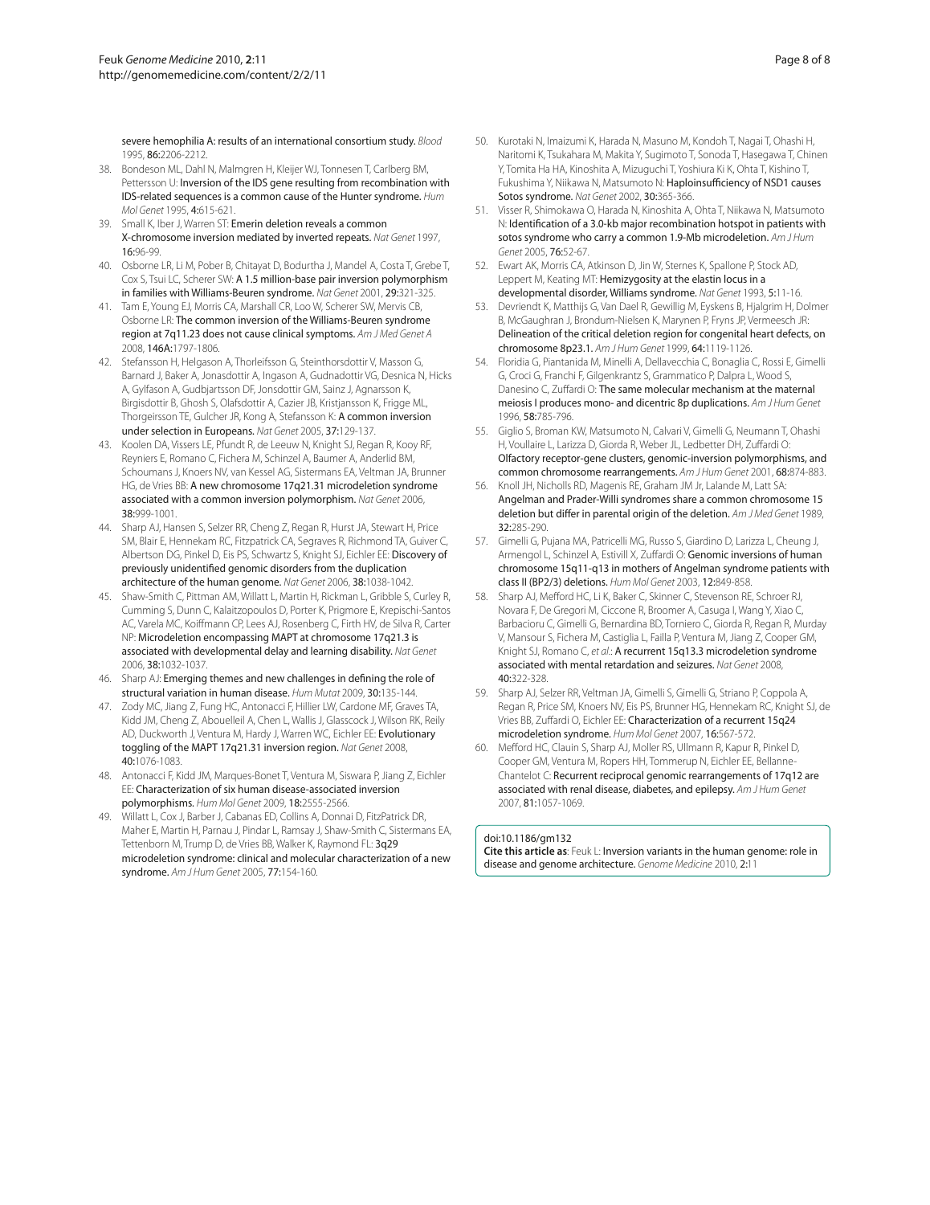severe hemophilia A: results of an international consortium study. *Blood* 1995, **86:**2206-2212.

38. Bondeson ML, Dahl N, Malmgren H, Kleijer WJ, Tonnesen T, Carlberg BM, Pettersson U: Inversion of the IDS gene resulting from recombination with IDS-related sequences is a common cause of the Hunter syndrome. *Hum Mol Genet* 1995, **4:**615-621.
39. Small K, Iber J, Warren ST: Emerin deletion reveals a common X-chromosome inversion mediated by inverted repeats. *Nat Genet* 1997, **16:**96-99.
40. Osborne LR, Li M, Pober B, Chitayat D, Bodurtha J, Mandel A, Costa T, Grebe T, Cox S, Tsui LC, Scherer SW: A 1.5 million-base pair inversion polymorphism in families with Williams-Beuren syndrome. *Nat Genet* 2001, **29:**321-325.
41. Tam E, Young EJ, Morris CA, Marshall CR, Loo W, Scherer SW, Mervis CB, Osborne LR: The common inversion of the Williams-Beuren syndrome region at 7q11.23 does not cause clinical symptoms. *Am J Med Genet A* 2008, **146A:**1797-1806.
42. Stefansson H, Helgason A, Thorleifsson G, Steinthorsdottir V, Masson G, Barnard J, Baker A, Jonasdottir A, Ingason A, Gudnadottir VG, Desnica N, Hicks A, Gylfason A, Gudbjartsson DF, Jonsdottir GM, Sainz J, Agnarsson K, Birgisdottir B, Ghosh S, Olafsdottir A, Cazier JB, Kristjansson K, Frigge ML, Thorgeirsson TE, Gulcher JR, Kong A, Stefansson K: A common inversion under selection in Europeans. *Nat Genet* 2005, **37:**129-137.
43. Koolen DA, Vissers LE, Pfundt R, de Leeuw N, Knight SJ, Regan R, Kooy RF, Reyniers E, Romano C, Fichera M, Schinzel A, Baumer A, Anderlid BM, Schoumans J, Knoers NV, van Kessel AG, Sistermans EA, Veltman JA, Brunner HG, de Vries BB: A new chromosome 17q21.31 microdeletion syndrome associated with a common inversion polymorphism. *Nat Genet* 2006, **38:**999-1001.
44. Sharp AJ, Hansen S, Selzer RR, Cheng Z, Regan R, Hurst JA, Stewart H, Price SM, Blair E, Hennekam RC, Fitzpatrick CA, Segraves R, Richmond TA, Guiver C, Albertson DG, Pinkel D, Eis PS, Schwartz S, Knight SJ, Eichler EE: Discovery of previously unidentified genomic disorders from the duplication architecture of the human genome. *Nat Genet* 2006, **38:**1038-1042.
45. Shaw-Smith C, Pittman AM, Willatt L, Martin H, Rickman L, Gribble S, Curley R, Cumming S, Dunn C, Kalaitzopoulos D, Porter K, Prigmore E, Krepischi-Santos AC, Varela MC, Koiffmann CP, Lees AJ, Rosenberg C, Firth HV, de Silva R, Carter NP: Microdeletion encompassing MAPT at chromosome 17q21.3 is associated with developmental delay and learning disability. *Nat Genet* 2006, **38:**1032-1037.
46. Sharp AJ: Emerging themes and new challenges in defining the role of structural variation in human disease. *Hum Mutat* 2009, **30:**135-144.
47. Zody MC, Jiang Z, Fung HC, Antonacci F, Hillier LW, Cardone MF, Graves TA, Kidd JM, Cheng Z, Abouelleil A, Chen L, Wallis J, Glasscock J, Wilson RK, Reily AD, Duckworth J, Ventura M, Hardy J, Warren WC, Eichler EE: Evolutionary toggling of the MAPT 17q21.31 inversion region. *Nat Genet* 2008, **40:**1076-1083.
48. Antonacci F, Kidd JM, Marques-Bonet T, Ventura M, Siswara P, Jiang Z, Eichler EE: Characterization of six human disease-associated inversion polymorphisms. *Hum Mol Genet* 2009, **18:**2555-2566.
49. Willatt L, Cox J, Barber J, Cabanas ED, Collins A, Donnai D, FitzPatrick DR, Maher E, Martin H, Parnau J, Pindar L, Ramsay J, Shaw-Smith C, Sistermans EA, Tettenborn M, Trump D, de Vries BB, Walker K, Raymond FL: 3q29 microdeletion syndrome: clinical and molecular characterization of a new syndrome. *Am J Hum Genet* 2005, **77:**154-160.
50. Kurotaki N, Imaizumi K, Harada N, Masuno M, Kondoh T, Nagai T, Ohashi H, Naritomi K, Tsukahara M, Makita Y, Sugimoto T, Sonoda T, Hasegawa T, Chinen Y, Tomita Ha HA, Kinoshita A, Mizuguchi T, Yoshiura Ki K, Ohta T, Kishino T, Fukushima Y, Niikawa N, Matsumoto N: Haploinsufficiency of NSD1 causes Sotos syndrome. *Nat Genet* 2002, **30:**365-366.
51. Visser R, Shimokawa O, Harada N, Kinoshita A, Ohta T, Niikawa N, Matsumoto N: Identification of a 3.0-kb major recombination hotspot in patients with sotos syndrome who carry a common 1.9-Mb microdeletion. *Am J Hum Genet* 2005, **76:**52-67.
52. Ewart AK, Morris CA, Atkinson D, Jin W, Sternes K, Spallone P, Stock AD, Leppert M, Keating MT: Hemizygosity at the elastin locus in a developmental disorder, Williams syndrome. *Nat Genet* 1993, **5:**11-16.
53. Devriendt K, Matthijs G, Van Dael R, Gewillig M, Eyskens B, Hjalgrim H, Dolmer B, McGaughran J, Brondum-Nielsen K, Marynen P, Fryns JP, Vermeesch JR: Delineation of the critical deletion region for congenital heart defects, on chromosome 8p23.1. *Am J Hum Genet* 1999, **64:**1119-1126.
54. Floridia G, Piantanida M, Minelli A, Dellavecchia C, Bonaglia C, Rossi E, Gimelli G, Croci G, Franchi F, Gilgenkrantz S, Grammatico P, Dalpra L, Wood S, Danesino C, Zuffardi O: The same molecular mechanism at the maternal meiosis I produces mono- and dicentric 8p duplications. *Am J Hum Genet* 1996, **58:**785-796.
55. Giglio S, Broman KW, Matsumoto N, Calvari V, Gimelli G, Neumann T, Ohashi H, Voullaire L, Larizza D, Giorda R, Weber JL, Ledbetter DH, Zuffardi O: Olfactory receptor-gene clusters, genomic-inversion polymorphisms, and common chromosome rearrangements. *Am J Hum Genet* 2001, **68:**874-883.
56. Knoll JH, Nicholls RD, Magenis RE, Graham JM Jr, Lalande M, Latt SA: Angelman and Prader-Willi syndromes share a common chromosome 15 deletion but differ in parental origin of the deletion. *Am J Med Genet* 1989, **32:**285-290.
57. Gimelli G, Pujana MA, Patricelli MG, Russo S, Giardino D, Larizza L, Cheung J, Armengol L, Schinzel A, Estivill X, Zuffardi O: Genomic inversions of human chromosome 15q11-q13 in mothers of Angelman syndrome patients with class II (BP2/3) deletions. *Hum Mol Genet* 2003, **12:**849-858.
58. Sharp AJ, Mefford HC, Li K, Baker C, Skinner C, Stevenson RE, Schroer RJ, Novara F, De Gregori M, Ciccone R, Broomer A, Casuga I, Wang Y, Xiao C, Barbacioru C, Gimelli G, Bernardina BD, Torniero C, Giorda R, Regan R, Murday V, Mansour S, Fichera M, Castiglia L, Failla P, Ventura M, Jiang Z, Cooper GM, Knight SJ, Romano C, *et al.*: A recurrent 15q13.3 microdeletion syndrome associated with mental retardation and seizures. *Nat Genet* 2008, **40:**322-328.
59. Sharp AJ, Selzer RR, Veltman JA, Gimelli S, Gimelli G, Striano P, Coppola A, Regan R, Price SM, Knoers NV, Eis PS, Brunner HG, Hennekam RC, Knight SJ, de Vries BB, Zuffardi O, Eichler EE: Characterization of a recurrent 15q24 microdeletion syndrome. *Hum Mol Genet* 2007, **16:**567-572.
60. Mefford HC, Clauin S, Sharp AJ, Moller RS, Ullmann R, Kapur R, Pinkel D, Cooper GM, Ventura M, Ropers HH, Tommerup N, Eichler EE, Bellanne-Chantelot C: Recurrent reciprocal genomic rearrangements of 17q12 are associated with renal disease, diabetes, and epilepsy. *Am J Hum Genet* 2007, **81:**1057-1069.

doi:10.1186/gm132

**Cite this article as**: Feuk L: Inversion variants in the human genome: role in disease and genome architecture. *Genome Medicine* 2010, **2:**11